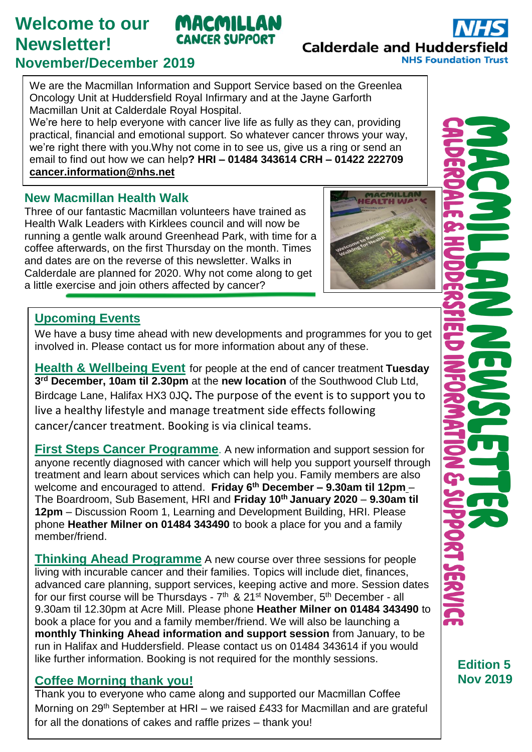# Welcome to our Newsletter!

**November/December 2019**

MACMILLAN CANCER SUPPORT

NHS Calderdale and Huddersfield NHS Foundation Trust

We are the Macmillan Information and Support Service based on the Greenlea Oncology Unit at Huddersfield Royal Infirmary and at the Jayne Garforth Macmillan Unit at Calderdale Royal Hospital.

We're here to help everyone with cancer live life as fully as they can, providing practical, financial and emotional support. So whatever cancer throws your way, we're right there with you.Why not come in to see us, give us a ring or send an email to find out how we can help**? HRI – 01484 343614 CRH – 01422 222709**
**cancer.information@nhs.net**

## New Macmillan Health Walk

Three of our fantastic Macmillan volunteers have trained as Health Walk Leaders with Kirklees council and will now be running a gentle walk around Greenhead Park, with time for a coffee afterwards, on the first Thursday on the month. Times and dates are on the reverse of this newsletter. Walks in Calderdale are planned for 2020. Why not come along to get a little exercise and join others affected by cancer?

## Upcoming Events

We have a busy time ahead with new developments and programmes for you to get involved in. Please contact us for more information about any of these.

**Health & Wellbeing Event** for people at the end of cancer treatment **Tuesday 3rd December, 10am til 2.30pm** at the **new location** of the Southwood Club Ltd, Birdcage Lane, Halifax HX3 0JQ**.** The purpose of the event is to support you to live a healthy lifestyle and manage treatment side effects following cancer/cancer treatment. Booking is via clinical teams.

**First Steps Cancer Programme**. A new information and support session for anyone recently diagnosed with cancer which will help you support yourself through treatment and learn about services which can help you. Family members are also welcome and encouraged to attend. **Friday 6th December – 9.30am til 12pm** – The Boardroom, Sub Basement, HRI and **Friday 10th January 2020** – **9.30am til 12pm** – Discussion Room 1, Learning and Development Building, HRI. Please phone **Heather Milner on 01484 343490** to book a place for you and a family member/friend.

**Thinking Ahead Programme** A new course over three sessions for people living with incurable cancer and their families. Topics will include diet, finances, advanced care planning, support services, keeping active and more. Session dates for our first course will be Thursdays - 7th & 21st November, 5th December - all 9.30am til 12.30pm at Acre Mill. Please phone **Heather Milner on 01484 343490** to book a place for you and a family member/friend. We will also be launching a **monthly Thinking Ahead information and support session** from January, to be run in Halifax and Huddersfield. Please contact us on 01484 343614 if you would like further information. Booking is not required for the monthly sessions.

## Coffee Morning thank you!

Thank you to everyone who came along and supported our Macmillan Coffee Morning on 29th September at HRI – we raised £433 for Macmillan and are grateful for all the donations of cakes and raffle prizes – thank you!

MACMILLAN NEWSLETTER
CALDERDALE & HUDDERSFIELD INFORMATION & SUPPORT SERVICE

**Edition 5**
**Nov 2019**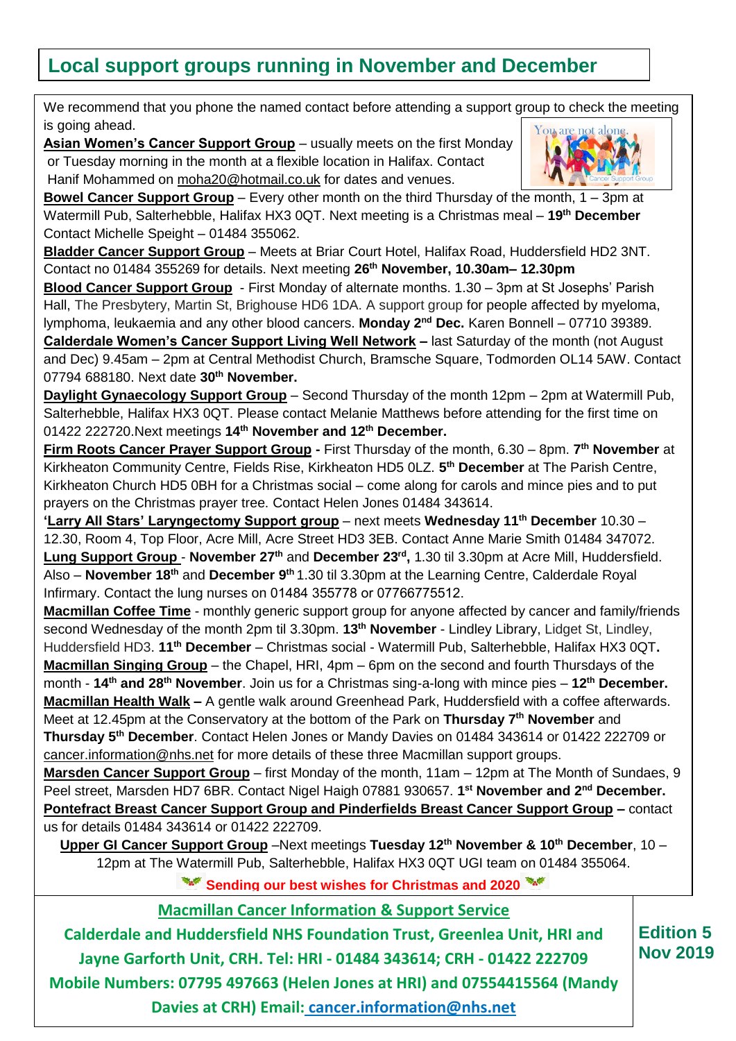## Local support groups running in November and December

We recommend that you phone the named contact before attending a support group to check the meeting is going ahead.

**Asian Women's Cancer Support Group** – usually meets on the first Monday or Tuesday morning in the month at a flexible location in Halifax. Contact Hanif Mohammed on moha20@hotmail.co.uk for dates and venues.

**Bowel Cancer Support Group** – Every other month on the third Thursday of the month, 1 – 3pm at Watermill Pub, Salterhebble, Halifax HX3 0QT. Next meeting is a Christmas meal – **19th December** Contact Michelle Speight – 01484 355062.

**Bladder Cancer Support Group** – Meets at Briar Court Hotel, Halifax Road, Huddersfield HD2 3NT. Contact no 01484 355269 for details. Next meeting **26th November, 10.30am– 12.30pm**

**Blood Cancer Support Group** - First Monday of alternate months. 1.30 – 3pm at St Josephs' Parish Hall, The Presbytery, Martin St, Brighouse HD6 1DA. A support group for people affected by myeloma, lymphoma, leukaemia and any other blood cancers. **Monday 2nd Dec.** Karen Bonnell – 07710 39389.

**Calderdale Women's Cancer Support Living Well Network –** last Saturday of the month (not August and Dec) 9.45am – 2pm at Central Methodist Church, Bramsche Square, Todmorden OL14 5AW. Contact 07794 688180. Next date **30th November.**

**Daylight Gynaecology Support Group** – Second Thursday of the month 12pm – 2pm at Watermill Pub, Salterhebble, Halifax HX3 0QT. Please contact Melanie Matthews before attending for the first time on 01422 222720.Next meetings **14th November and 12th December.**

**Firm Roots Cancer Prayer Support Group -** First Thursday of the month, 6.30 – 8pm. **7th November** at Kirkheaton Community Centre, Fields Rise, Kirkheaton HD5 0LZ. **5th December** at The Parish Centre, Kirkheaton Church HD5 0BH for a Christmas social – come along for carols and mince pies and to put prayers on the Christmas prayer tree. Contact Helen Jones 01484 343614.

**'Larry All Stars' Laryngectomy Support group** – next meets **Wednesday 11th December** 10.30 – 12.30, Room 4, Top Floor, Acre Mill, Acre Street HD3 3EB. Contact Anne Marie Smith 01484 347072.

**Lung Support Group** - **November 27th** and **December 23rd,** 1.30 til 3.30pm at Acre Mill, Huddersfield. Also – **November 18th** and **December 9th** 1.30 til 3.30pm at the Learning Centre, Calderdale Royal Infirmary. Contact the lung nurses on 01484 355778 or 07766775512.

**Macmillan Coffee Time** - monthly generic support group for anyone affected by cancer and family/friends second Wednesday of the month 2pm til 3.30pm. **13th November** - Lindley Library, Lidget St, Lindley, Huddersfield HD3. **11th December** – Christmas social - Watermill Pub, Salterhebble, Halifax HX3 0QT**.**

**Macmillan Singing Group** – the Chapel, HRI, 4pm – 6pm on the second and fourth Thursdays of the month - **14th and 28th November**. Join us for a Christmas sing-a-long with mince pies – **12th December.**

**Macmillan Health Walk –** A gentle walk around Greenhead Park, Huddersfield with a coffee afterwards. Meet at 12.45pm at the Conservatory at the bottom of the Park on **Thursday 7th November** and **Thursday 5th December**. Contact Helen Jones or Mandy Davies on 01484 343614 or 01422 222709 or cancer.information@nhs.net for more details of these three Macmillan support groups.

**Marsden Cancer Support Group** – first Monday of the month, 11am – 12pm at The Month of Sundaes, 9 Peel street, Marsden HD7 6BR. Contact Nigel Haigh 07881 930657. **1st November and 2nd December.**

**Pontefract Breast Cancer Support Group and Pinderfields Breast Cancer Support Group –** contact us for details 01484 343614 or 01422 222709.

**Upper GI Cancer Support Group** –Next meetings **Tuesday 12th November & 10th December**, 10 – 12pm at The Watermill Pub, Salterhebble, Halifax HX3 0QT UGI team on 01484 355064.

**Sending our best wishes for Christmas and 2020**

**Macmillan Cancer Information & Support Service**

**Calderdale and Huddersfield NHS Foundation Trust, Greenlea Unit, HRI and Jayne Garforth Unit, CRH. Tel: HRI - 01484 343614; CRH - 01422 222709 Mobile Numbers: 07795 497663 (Helen Jones at HRI) and 07554415564 (Mandy Davies at CRH) Email: cancer.information@nhs.net**

**Edition 5 Nov 2019**